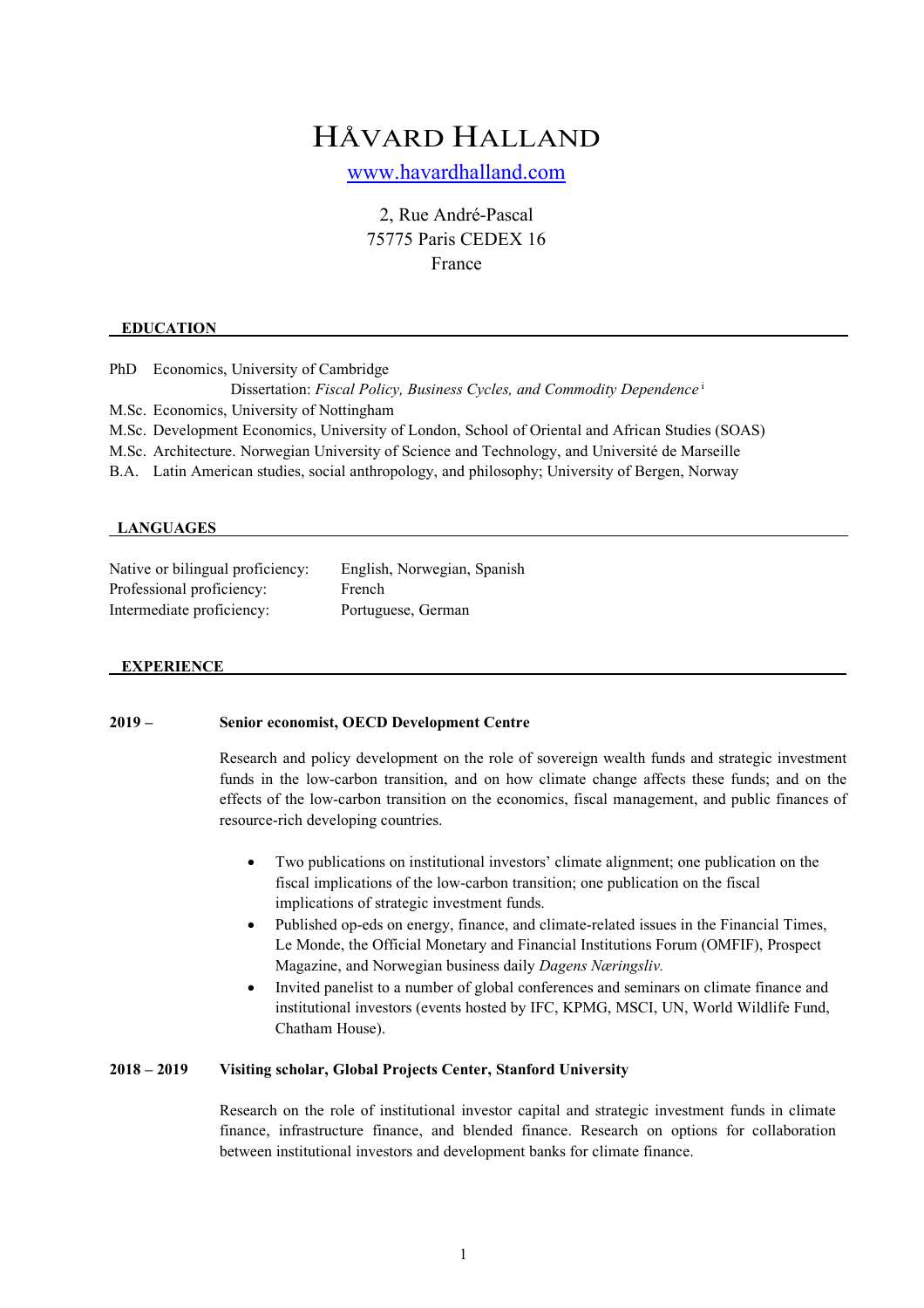# HÅVARD HALLAND

[www.havardhalland.com](http://www.havardhalland.com)

2, Rue André-Pascal
75775 Paris CEDEX 16
France

## EDUCATION

PhD Economics, University of Cambridge
Dissertation: *Fiscal Policy, Business Cycles, and Commodity Dependence* [i]

M.Sc. Economics, University of Nottingham

M.Sc. Development Economics, University of London, School of Oriental and African Studies (SOAS)

M.Sc. Architecture. Norwegian University of Science and Technology, and Université de Marseille

B.A. Latin American studies, social anthropology, and philosophy; University of Bergen, Norway

## LANGUAGES

| | |
|---|---|
| Native or bilingual proficiency: | English, Norwegian, Spanish |
| Professional proficiency: | French |
| Intermediate proficiency: | Portuguese, German |

## EXPERIENCE

**2019 – Senior economist, OECD Development Centre**

Research and policy development on the role of sovereign wealth funds and strategic investment funds in the low-carbon transition, and on how climate change affects these funds; and on the effects of the low-carbon transition on the economics, fiscal management, and public finances of resource-rich developing countries.

- Two publications on institutional investors' climate alignment; one publication on the fiscal implications of the low-carbon transition; one publication on the fiscal implications of strategic investment funds.
- Published op-eds on energy, finance, and climate-related issues in the Financial Times, Le Monde, the Official Monetary and Financial Institutions Forum (OMFIF), Prospect Magazine, and Norwegian business daily *Dagens Næringsliv.*
- Invited panelist to a number of global conferences and seminars on climate finance and institutional investors (events hosted by IFC, KPMG, MSCI, UN, World Wildlife Fund, Chatham House).

**2018 – 2019 Visiting scholar, Global Projects Center, Stanford University**

Research on the role of institutional investor capital and strategic investment funds in climate finance, infrastructure finance, and blended finance. Research on options for collaboration between institutional investors and development banks for climate finance.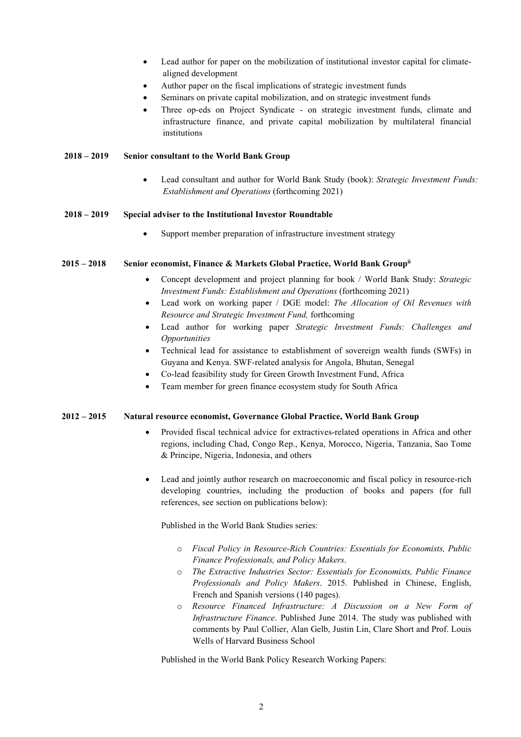- Lead author for paper on the mobilization of institutional investor capital for climate-aligned development
- Author paper on the fiscal implications of strategic investment funds
- Seminars on private capital mobilization, and on strategic investment funds
- Three op-eds on Project Syndicate - on strategic investment funds, climate and infrastructure finance, and private capital mobilization by multilateral financial institutions

**2018 – 2019 Senior consultant to the World Bank Group**

- Lead consultant and author for World Bank Study (book): *Strategic Investment Funds: Establishment and Operations* (forthcoming 2021)

**2018 – 2019 Special adviser to the Institutional Investor Roundtable**

- Support member preparation of infrastructure investment strategy

**2015 – 2018 Senior economist, Finance & Markets Global Practice, World Bank Group**[ii]

- Concept development and project planning for book / World Bank Study: *Strategic Investment Funds: Establishment and Operations* (forthcoming 2021)
- Lead work on working paper / DGE model: *The Allocation of Oil Revenues with Resource and Strategic Investment Fund,* forthcoming
- Lead author for working paper *Strategic Investment Funds: Challenges and Opportunities*
- Technical lead for assistance to establishment of sovereign wealth funds (SWFs) in Guyana and Kenya. SWF-related analysis for Angola, Bhutan, Senegal
- Co-lead feasibility study for Green Growth Investment Fund, Africa
- Team member for green finance ecosystem study for South Africa

**2012 – 2015 Natural resource economist, Governance Global Practice, World Bank Group**

- Provided fiscal technical advice for extractives-related operations in Africa and other regions, including Chad, Congo Rep., Kenya, Morocco, Nigeria, Tanzania, Sao Tome & Principe, Nigeria, Indonesia, and others

- Lead and jointly author research on macroeconomic and fiscal policy in resource-rich developing countries, including the production of books and papers (for full references, see section on publications below):

  Published in the World Bank Studies series:

  - *Fiscal Policy in Resource-Rich Countries: Essentials for Economists, Public Finance Professionals, and Policy Makers*.
  - *The Extractive Industries Sector: Essentials for Economists, Public Finance Professionals and Policy Makers*. 2015. Published in Chinese, English, French and Spanish versions (140 pages).
  - *Resource Financed Infrastructure: A Discussion on a New Form of Infrastructure Finance*. Published June 2014. The study was published with comments by Paul Collier, Alan Gelb, Justin Lin, Clare Short and Prof. Louis Wells of Harvard Business School

  Published in the World Bank Policy Research Working Papers: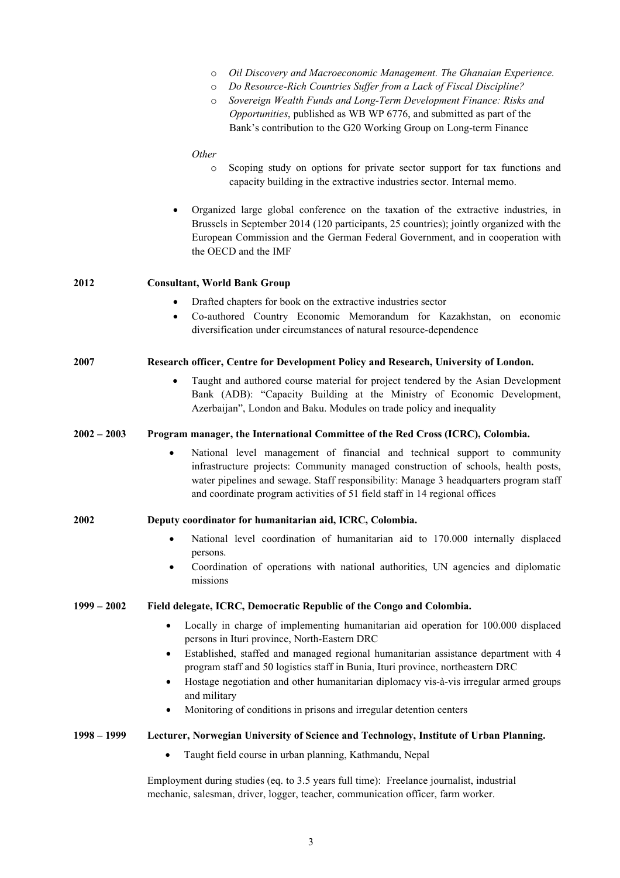- *Oil Discovery and Macroeconomic Management. The Ghanaian Experience.*
- *Do Resource-Rich Countries Suffer from a Lack of Fiscal Discipline?*
- *Sovereign Wealth Funds and Long-Term Development Finance: Risks and Opportunities*, published as WB WP 6776, and submitted as part of the Bank's contribution to the G20 Working Group on Long-term Finance

*Other*

- Scoping study on options for private sector support for tax functions and capacity building in the extractive industries sector. Internal memo.

- Organized large global conference on the taxation of the extractive industries, in Brussels in September 2014 (120 participants, 25 countries); jointly organized with the European Commission and the German Federal Government, and in cooperation with the OECD and the IMF

**2012** **Consultant, World Bank Group**

- Drafted chapters for book on the extractive industries sector
- Co-authored Country Economic Memorandum for Kazakhstan, on economic diversification under circumstances of natural resource-dependence

**2007** **Research officer, Centre for Development Policy and Research, University of London.**

- Taught and authored course material for project tendered by the Asian Development Bank (ADB): "Capacity Building at the Ministry of Economic Development, Azerbaijan", London and Baku. Modules on trade policy and inequality

**2002 – 2003** **Program manager, the International Committee of the Red Cross (ICRC), Colombia.**

- National level management of financial and technical support to community infrastructure projects: Community managed construction of schools, health posts, water pipelines and sewage. Staff responsibility: Manage 3 headquarters program staff and coordinate program activities of 51 field staff in 14 regional offices

**2002** **Deputy coordinator for humanitarian aid, ICRC, Colombia.**

- National level coordination of humanitarian aid to 170.000 internally displaced persons.
- Coordination of operations with national authorities, UN agencies and diplomatic missions

**1999 – 2002** **Field delegate, ICRC, Democratic Republic of the Congo and Colombia.**

- Locally in charge of implementing humanitarian aid operation for 100.000 displaced persons in Ituri province, North-Eastern DRC
- Established, staffed and managed regional humanitarian assistance department with 4 program staff and 50 logistics staff in Bunia, Ituri province, northeastern DRC
- Hostage negotiation and other humanitarian diplomacy vis-à-vis irregular armed groups and military
- Monitoring of conditions in prisons and irregular detention centers

**1998 – 1999** **Lecturer, Norwegian University of Science and Technology, Institute of Urban Planning.**

- Taught field course in urban planning, Kathmandu, Nepal

Employment during studies (eq. to 3.5 years full time): Freelance journalist, industrial mechanic, salesman, driver, logger, teacher, communication officer, farm worker.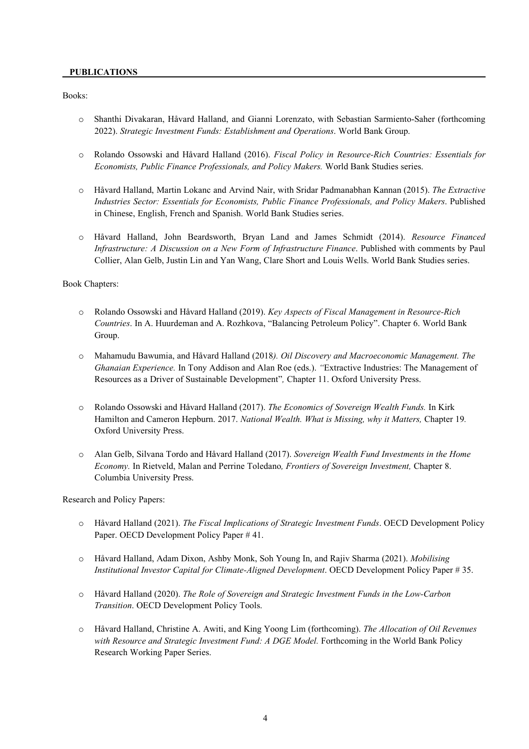## PUBLICATIONS

Books:

- Shanthi Divakaran, Håvard Halland, and Gianni Lorenzato, with Sebastian Sarmiento-Saher (forthcoming 2022). *Strategic Investment Funds: Establishment and Operations*. World Bank Group.

- Rolando Ossowski and Håvard Halland (2016). *Fiscal Policy in Resource-Rich Countries: Essentials for Economists, Public Finance Professionals, and Policy Makers.* World Bank Studies series.

- Håvard Halland, Martin Lokanc and Arvind Nair, with Sridar Padmanabhan Kannan (2015). *The Extractive Industries Sector: Essentials for Economists, Public Finance Professionals, and Policy Makers*. Published in Chinese, English, French and Spanish. World Bank Studies series.

- Håvard Halland, John Beardsworth, Bryan Land and James Schmidt (2014). *Resource Financed Infrastructure: A Discussion on a New Form of Infrastructure Finance*. Published with comments by Paul Collier, Alan Gelb, Justin Lin and Yan Wang, Clare Short and Louis Wells. World Bank Studies series.

Book Chapters:

- Rolando Ossowski and Håvard Halland (2019). *Key Aspects of Fiscal Management in Resource-Rich Countries*. In A. Huurdeman and A. Rozhkova, "Balancing Petroleum Policy". Chapter 6. World Bank Group.

- Mahamudu Bawumia, and Håvard Halland (2018*). Oil Discovery and Macroeconomic Management. The Ghanaian Experience.* In Tony Addison and Alan Roe (eds.). *"*Extractive Industries: The Management of Resources as a Driver of Sustainable Development"*,* Chapter 11. Oxford University Press.

- Rolando Ossowski and Håvard Halland (2017). *The Economics of Sovereign Wealth Funds.* In Kirk Hamilton and Cameron Hepburn. 2017. *National Wealth. What is Missing, why it Matters,* Chapter 19*.* Oxford University Press.

- Alan Gelb, Silvana Tordo and Håvard Halland (2017). *Sovereign Wealth Fund Investments in the Home Economy.* In Rietveld, Malan and Perrine Toledano*, Frontiers of Sovereign Investment,* Chapter 8. Columbia University Press.

Research and Policy Papers:

- Håvard Halland (2021). *The Fiscal Implications of Strategic Investment Funds*. OECD Development Policy Paper. OECD Development Policy Paper # 41.

- Håvard Halland, Adam Dixon, Ashby Monk, Soh Young In, and Rajiv Sharma (2021). *Mobilising Institutional Investor Capital for Climate-Aligned Development*. OECD Development Policy Paper # 35.

- Håvard Halland (2020). *The Role of Sovereign and Strategic Investment Funds in the Low-Carbon Transition*. OECD Development Policy Tools.

- Håvard Halland, Christine A. Awiti, and King Yoong Lim (forthcoming). *The Allocation of Oil Revenues with Resource and Strategic Investment Fund: A DGE Model.* Forthcoming in the World Bank Policy Research Working Paper Series.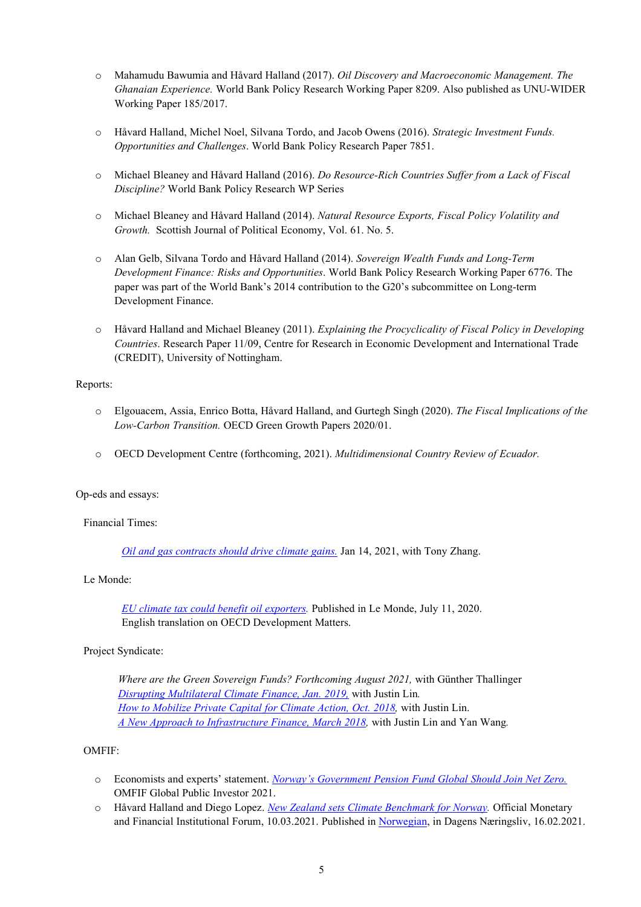- Mahamudu Bawumia and Håvard Halland (2017). *Oil Discovery and Macroeconomic Management. The Ghanaian Experience.* World Bank Policy Research Working Paper 8209. Also published as UNU-WIDER Working Paper 185/2017.

- Håvard Halland, Michel Noel, Silvana Tordo, and Jacob Owens (2016). *Strategic Investment Funds. Opportunities and Challenges*. World Bank Policy Research Paper 7851.

- Michael Bleaney and Håvard Halland (2016). *Do Resource-Rich Countries Suffer from a Lack of Fiscal Discipline?* World Bank Policy Research WP Series

- Michael Bleaney and Håvard Halland (2014). *Natural Resource Exports, Fiscal Policy Volatility and Growth.* Scottish Journal of Political Economy, Vol. 61. No. 5.

- Alan Gelb, Silvana Tordo and Håvard Halland (2014). *Sovereign Wealth Funds and Long-Term Development Finance: Risks and Opportunities*. World Bank Policy Research Working Paper 6776. The paper was part of the World Bank's 2014 contribution to the G20's subcommittee on Long-term Development Finance.

- Håvard Halland and Michael Bleaney (2011). *Explaining the Procyclicality of Fiscal Policy in Developing Countries*. Research Paper 11/09, Centre for Research in Economic Development and International Trade (CREDIT), University of Nottingham.

Reports:

- Elgouacem, Assia, Enrico Botta, Håvard Halland, and Gurtegh Singh (2020). *The Fiscal Implications of the Low-Carbon Transition.* OECD Green Growth Papers 2020/01.

- OECD Development Centre (forthcoming, 2021). *Multidimensional Country Review of Ecuador.*

Op-eds and essays:

Financial Times:

*Oil and gas contracts should drive climate gains.* Jan 14, 2021, with Tony Zhang.

Le Monde:

*EU climate tax could benefit oil exporters.* Published in Le Monde, July 11, 2020. English translation on OECD Development Matters.

Project Syndicate:

*Where are the Green Sovereign Funds? Forthcoming August 2021,* with Günther Thallinger
*Disrupting Multilateral Climate Finance, Jan. 2019,* with Justin Lin.
*How to Mobilize Private Capital for Climate Action, Oct. 2018,* with Justin Lin.
*A New Approach to Infrastructure Finance, March 2018,* with Justin Lin and Yan Wang.

OMFIF:

- Economists and experts' statement. *Norway's Government Pension Fund Global Should Join Net Zero.* OMFIF Global Public Investor 2021.
- Håvard Halland and Diego Lopez. *New Zealand sets Climate Benchmark for Norway.* Official Monetary and Financial Institutional Forum, 10.03.2021. Published in Norwegian, in Dagens Næringsliv, 16.02.2021.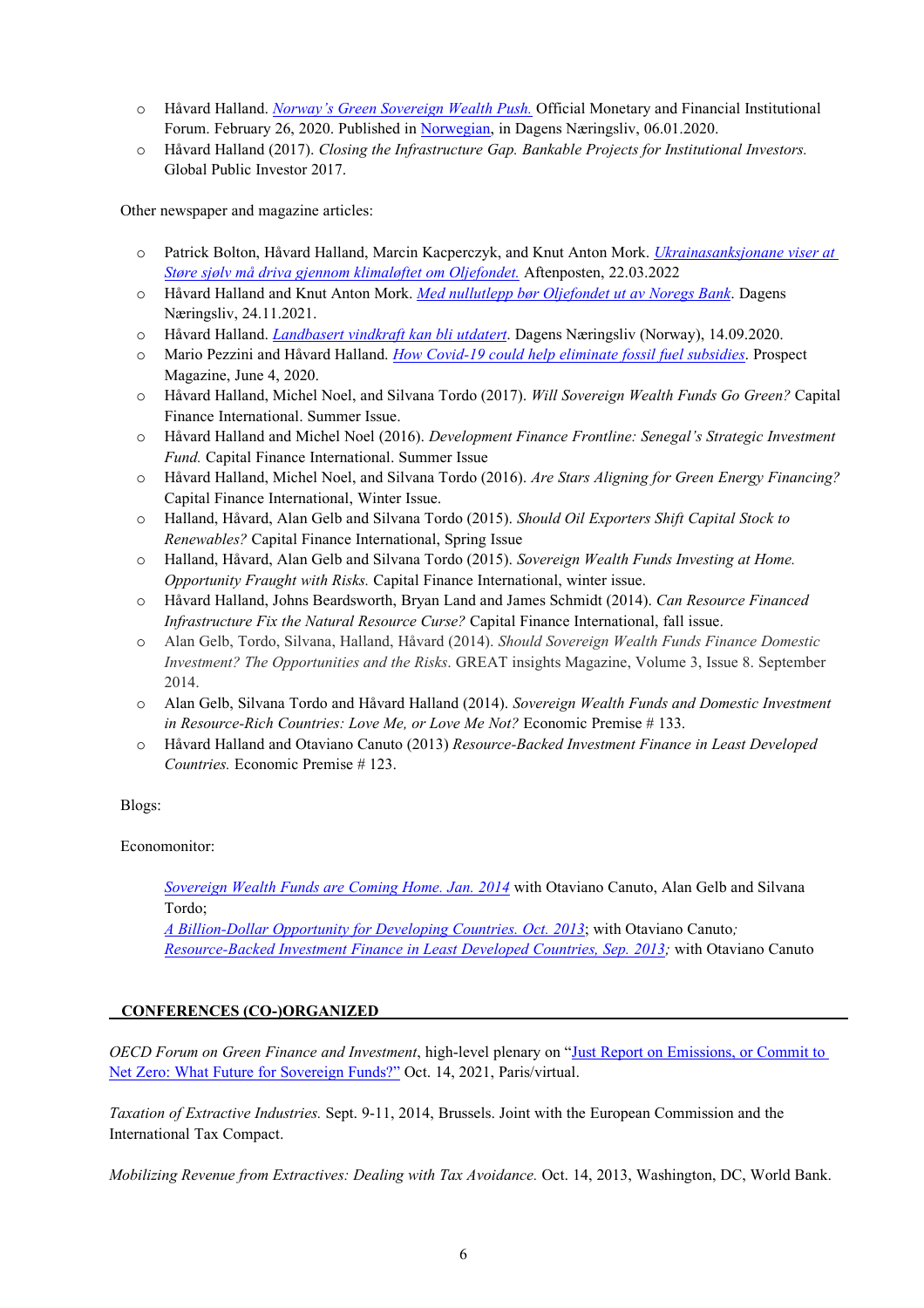- Håvard Halland. [Norway's Green Sovereign Wealth Push.]() Official Monetary and Financial Institutional Forum. February 26, 2020. Published in [Norwegian](), in Dagens Næringsliv, 06.01.2020.
- Håvard Halland (2017). *Closing the Infrastructure Gap. Bankable Projects for Institutional Investors.* Global Public Investor 2017.

Other newspaper and magazine articles:

- Patrick Bolton, Håvard Halland, Marcin Kacperczyk, and Knut Anton Mork. [*Ukrainasanksjonane viser at Støre sjølv må driva gjennom klimaløftet om Oljefondet.*]() Aftenposten, 22.03.2022
- Håvard Halland and Knut Anton Mork. [*Med nullutlepp bør Oljefondet ut av Noregs Bank*](). Dagens Næringsliv, 24.11.2021.
- Håvard Halland. [*Landbasert vindkraft kan bli utdatert*](). Dagens Næringsliv (Norway), 14.09.2020.
- Mario Pezzini and Håvard Halland. [*How Covid-19 could help eliminate fossil fuel subsidies*](). Prospect Magazine, June 4, 2020.
- Håvard Halland, Michel Noel, and Silvana Tordo (2017). *Will Sovereign Wealth Funds Go Green?* Capital Finance International. Summer Issue.
- Håvard Halland and Michel Noel (2016). *Development Finance Frontline: Senegal's Strategic Investment Fund.* Capital Finance International. Summer Issue
- Håvard Halland, Michel Noel, and Silvana Tordo (2016). *Are Stars Aligning for Green Energy Financing?* Capital Finance International, Winter Issue.
- Halland, Håvard, Alan Gelb and Silvana Tordo (2015). *Should Oil Exporters Shift Capital Stock to Renewables?* Capital Finance International, Spring Issue
- Halland, Håvard, Alan Gelb and Silvana Tordo (2015). *Sovereign Wealth Funds Investing at Home. Opportunity Fraught with Risks.* Capital Finance International, winter issue.
- Håvard Halland, Johns Beardsworth, Bryan Land and James Schmidt (2014). *Can Resource Financed Infrastructure Fix the Natural Resource Curse?* Capital Finance International, fall issue.
- Alan Gelb, Tordo, Silvana, Halland, Håvard (2014). *Should Sovereign Wealth Funds Finance Domestic Investment? The Opportunities and the Risks*. GREAT insights Magazine, Volume 3, Issue 8. September 2014.
- Alan Gelb, Silvana Tordo and Håvard Halland (2014). *Sovereign Wealth Funds and Domestic Investment in Resource-Rich Countries: Love Me, or Love Me Not?* Economic Premise # 133.
- Håvard Halland and Otaviano Canuto (2013) *Resource-Backed Investment Finance in Least Developed Countries.* Economic Premise # 123.

Blogs:

Economonitor:

[*Sovereign Wealth Funds are Coming Home. Jan. 2014*]() with Otaviano Canuto, Alan Gelb and Silvana Tordo;
[*A Billion-Dollar Opportunity for Developing Countries. Oct. 2013*](); with Otaviano Canuto*;*
[*Resource-Backed Investment Finance in Least Developed Countries, Sep. 2013*]()*;* with Otaviano Canuto

## CONFERENCES (CO-)ORGANIZED

*OECD Forum on Green Finance and Investment*, high-level plenary on ["Just Report on Emissions, or Commit to Net Zero: What Future for Sovereign Funds?"]() Oct. 14, 2021, Paris/virtual.

*Taxation of Extractive Industries.* Sept. 9-11, 2014, Brussels. Joint with the European Commission and the International Tax Compact.

*Mobilizing Revenue from Extractives: Dealing with Tax Avoidance.* Oct. 14, 2013, Washington, DC, World Bank.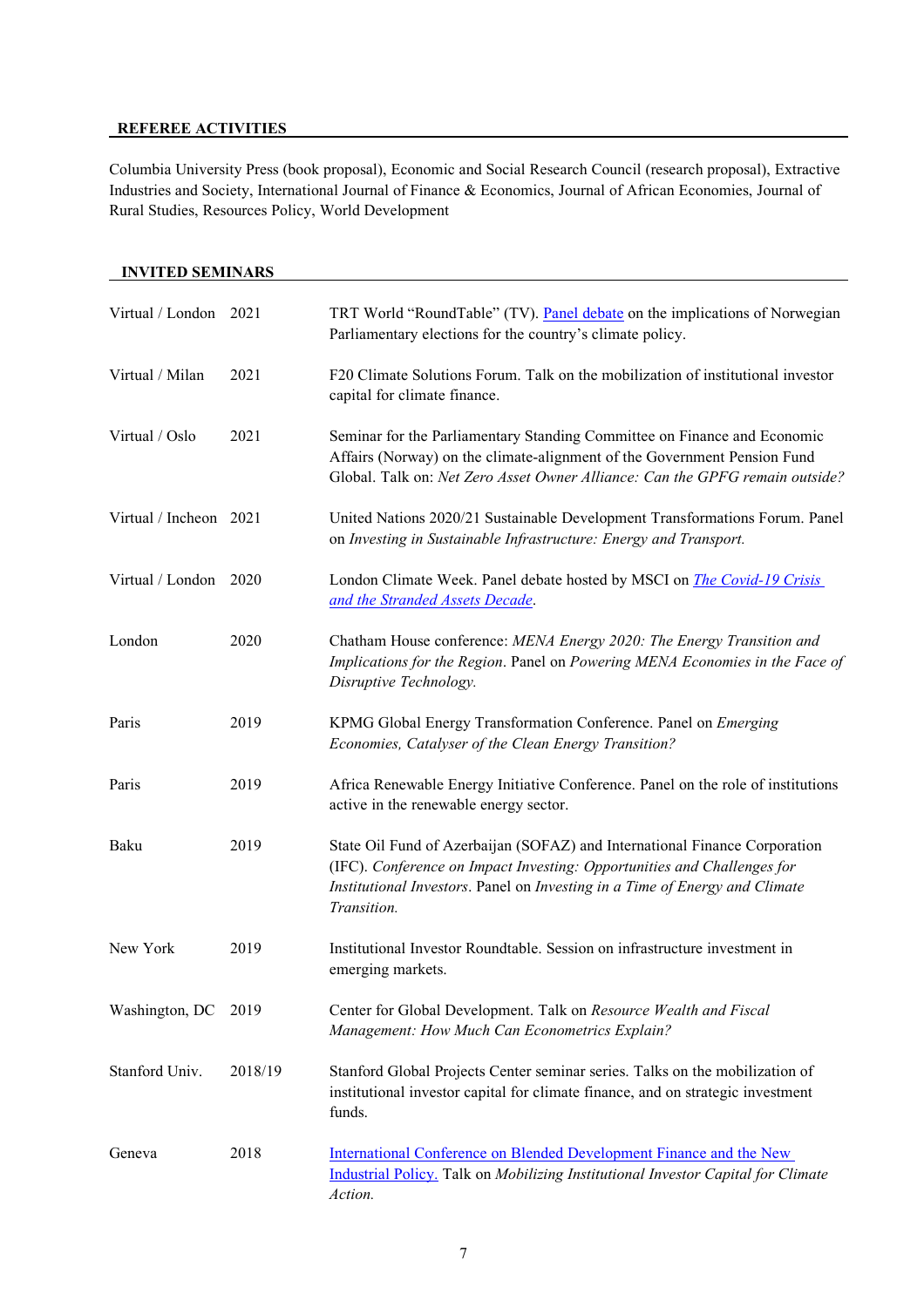## REFEREE ACTIVITIES

Columbia University Press (book proposal), Economic and Social Research Council (research proposal), Extractive Industries and Society, International Journal of Finance & Economics, Journal of African Economies, Journal of Rural Studies, Resources Policy, World Development

## INVITED SEMINARS

| | | |
|---|---|---|
| Virtual / London | 2021 | TRT World "RoundTable" (TV). Panel debate on the implications of Norwegian Parliamentary elections for the country's climate policy. |
| Virtual / Milan | 2021 | F20 Climate Solutions Forum. Talk on the mobilization of institutional investor capital for climate finance. |
| Virtual / Oslo | 2021 | Seminar for the Parliamentary Standing Committee on Finance and Economic Affairs (Norway) on the climate-alignment of the Government Pension Fund Global. Talk on: *Net Zero Asset Owner Alliance: Can the GPFG remain outside?* |
| Virtual / Incheon | 2021 | United Nations 2020/21 Sustainable Development Transformations Forum. Panel on *Investing in Sustainable Infrastructure: Energy and Transport.* |
| Virtual / London | 2020 | London Climate Week. Panel debate hosted by MSCI on *The Covid-19 Crisis and the Stranded Assets Decade*. |
| London | 2020 | Chatham House conference: *MENA Energy 2020: The Energy Transition and Implications for the Region*. Panel on *Powering MENA Economies in the Face of Disruptive Technology.* |
| Paris | 2019 | KPMG Global Energy Transformation Conference. Panel on *Emerging Economies, Catalyser of the Clean Energy Transition?* |
| Paris | 2019 | Africa Renewable Energy Initiative Conference. Panel on the role of institutions active in the renewable energy sector. |
| Baku | 2019 | State Oil Fund of Azerbaijan (SOFAZ) and International Finance Corporation (IFC). *Conference on Impact Investing: Opportunities and Challenges for Institutional Investors*. Panel on *Investing in a Time of Energy and Climate Transition.* |
| New York | 2019 | Institutional Investor Roundtable. Session on infrastructure investment in emerging markets. |
| Washington, DC | 2019 | Center for Global Development. Talk on *Resource Wealth and Fiscal Management: How Much Can Econometrics Explain?* |
| Stanford Univ. | 2018/19 | Stanford Global Projects Center seminar series. Talks on the mobilization of institutional investor capital for climate finance, and on strategic investment funds. |
| Geneva | 2018 | International Conference on Blended Development Finance and the New Industrial Policy. Talk on *Mobilizing Institutional Investor Capital for Climate Action.* |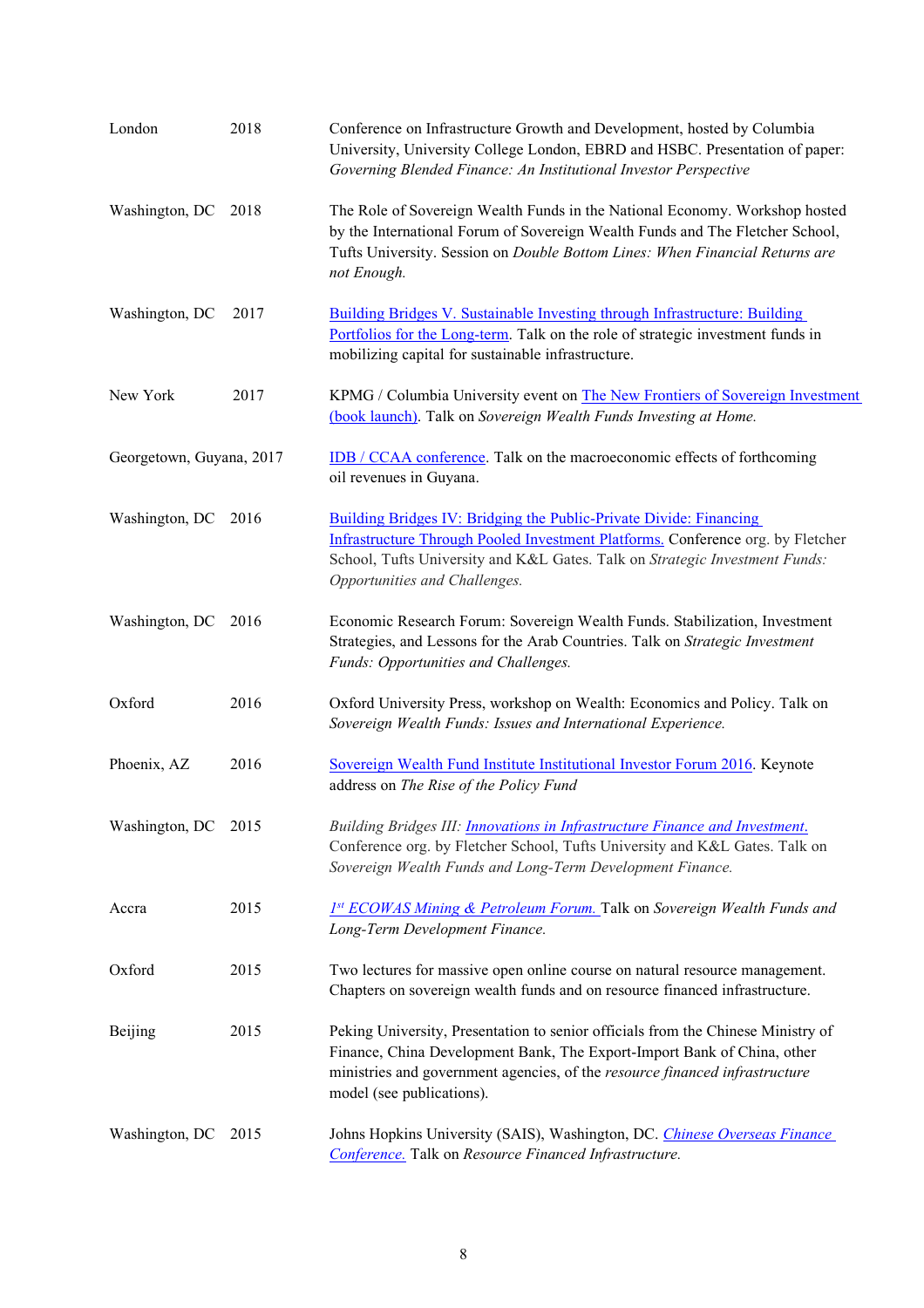| | | |
|---|---|---|
| London | 2018 | Conference on Infrastructure Growth and Development, hosted by Columbia University, University College London, EBRD and HSBC. Presentation of paper: *Governing Blended Finance: An Institutional Investor Perspective* |
| Washington, DC | 2018 | The Role of Sovereign Wealth Funds in the National Economy. Workshop hosted by the International Forum of Sovereign Wealth Funds and The Fletcher School, Tufts University. Session on *Double Bottom Lines: When Financial Returns are not Enough.* |
| Washington, DC | 2017 | Building Bridges V. Sustainable Investing through Infrastructure: Building Portfolios for the Long-term. Talk on the role of strategic investment funds in mobilizing capital for sustainable infrastructure. |
| New York | 2017 | KPMG / Columbia University event on The New Frontiers of Sovereign Investment (book launch). Talk on *Sovereign Wealth Funds Investing at Home.* |
| Georgetown, Guyana, | 2017 | IDB / CCAA conference. Talk on the macroeconomic effects of forthcoming oil revenues in Guyana. |
| Washington, DC | 2016 | Building Bridges IV: Bridging the Public-Private Divide: Financing Infrastructure Through Pooled Investment Platforms. Conference org. by Fletcher School, Tufts University and K&L Gates. Talk on *Strategic Investment Funds: Opportunities and Challenges.* |
| Washington, DC | 2016 | Economic Research Forum: Sovereign Wealth Funds. Stabilization, Investment Strategies, and Lessons for the Arab Countries. Talk on *Strategic Investment Funds: Opportunities and Challenges.* |
| Oxford | 2016 | Oxford University Press, workshop on Wealth: Economics and Policy. Talk on *Sovereign Wealth Funds: Issues and International Experience.* |
| Phoenix, AZ | 2016 | Sovereign Wealth Fund Institute Institutional Investor Forum 2016. Keynote address on *The Rise of the Policy Fund* |
| Washington, DC | 2015 | *Building Bridges III: Innovations in Infrastructure Finance and Investment.* Conference org. by Fletcher School, Tufts University and K&L Gates. Talk on *Sovereign Wealth Funds and Long-Term Development Finance.* |
| Accra | 2015 | *1st ECOWAS Mining & Petroleum Forum.* Talk on *Sovereign Wealth Funds and Long-Term Development Finance.* |
| Oxford | 2015 | Two lectures for massive open online course on natural resource management. Chapters on sovereign wealth funds and on resource financed infrastructure. |
| Beijing | 2015 | Peking University, Presentation to senior officials from the Chinese Ministry of Finance, China Development Bank, The Export-Import Bank of China, other ministries and government agencies, of the *resource financed infrastructure* model (see publications). |
| Washington, DC | 2015 | Johns Hopkins University (SAIS), Washington, DC. *Chinese Overseas Finance Conference.* Talk on *Resource Financed Infrastructure.* |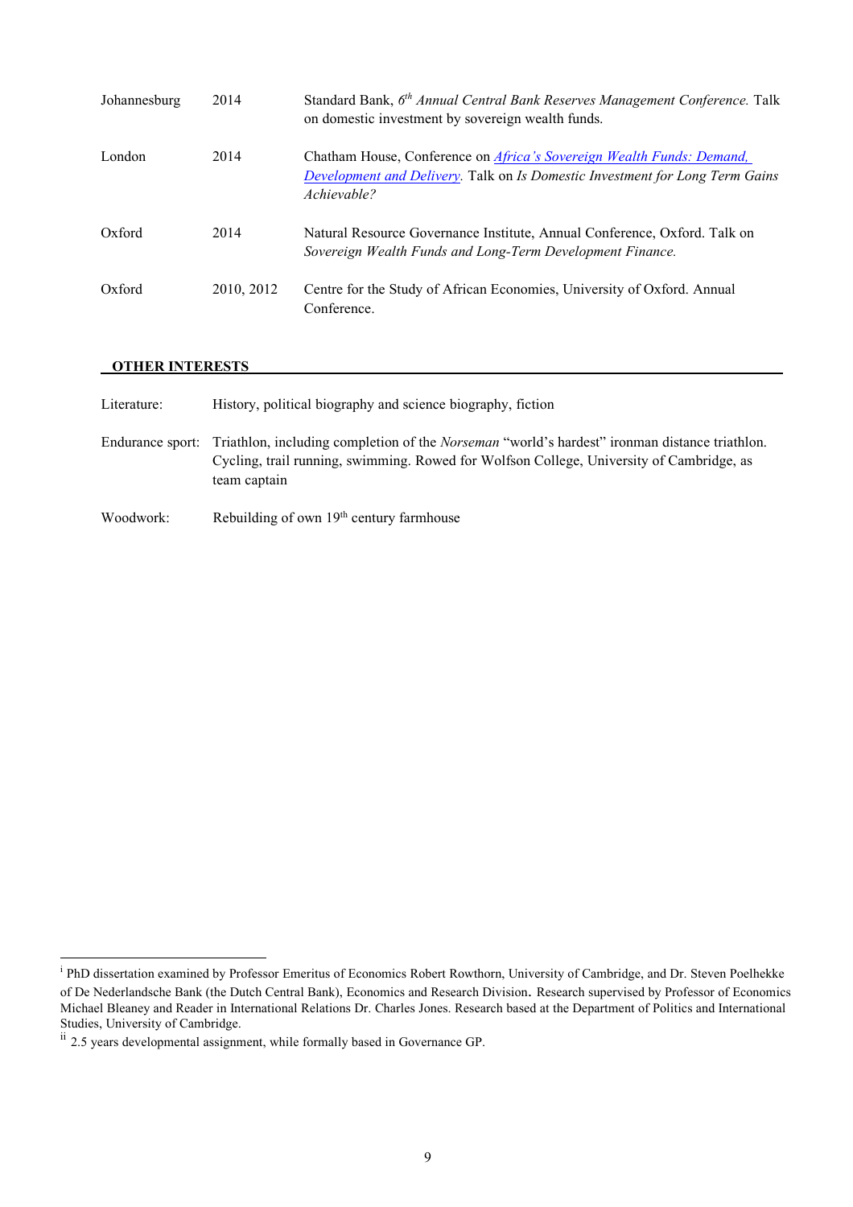| | | |
|---|---|---|
| Johannesburg | 2014 | Standard Bank, *6th Annual Central Bank Reserves Management Conference.* Talk on domestic investment by sovereign wealth funds. |
| London | 2014 | Chatham House, Conference on *Africa's Sovereign Wealth Funds: Demand, Development and Delivery.* Talk on *Is Domestic Investment for Long Term Gains Achievable?* |
| Oxford | 2014 | Natural Resource Governance Institute, Annual Conference, Oxford. Talk on *Sovereign Wealth Funds and Long-Term Development Finance.* |
| Oxford | 2010, 2012 | Centre for the Study of African Economies, University of Oxford. Annual Conference. |

## OTHER INTERESTS

| | |
|---|---|
| Literature: | History, political biography and science biography, fiction |
| Endurance sport: | Triathlon, including completion of the *Norseman* "world's hardest" ironman distance triathlon. Cycling, trail running, swimming. Rowed for Wolfson College, University of Cambridge, as team captain |
| Woodwork: | Rebuilding of own 19th century farmhouse |

---

[i] PhD dissertation examined by Professor Emeritus of Economics Robert Rowthorn, University of Cambridge, and Dr. Steven Poelhekke of De Nederlandsche Bank (the Dutch Central Bank), Economics and Research Division. Research supervised by Professor of Economics Michael Bleaney and Reader in International Relations Dr. Charles Jones. Research based at the Department of Politics and International Studies, University of Cambridge.

[ii] 2.5 years developmental assignment, while formally based in Governance GP.